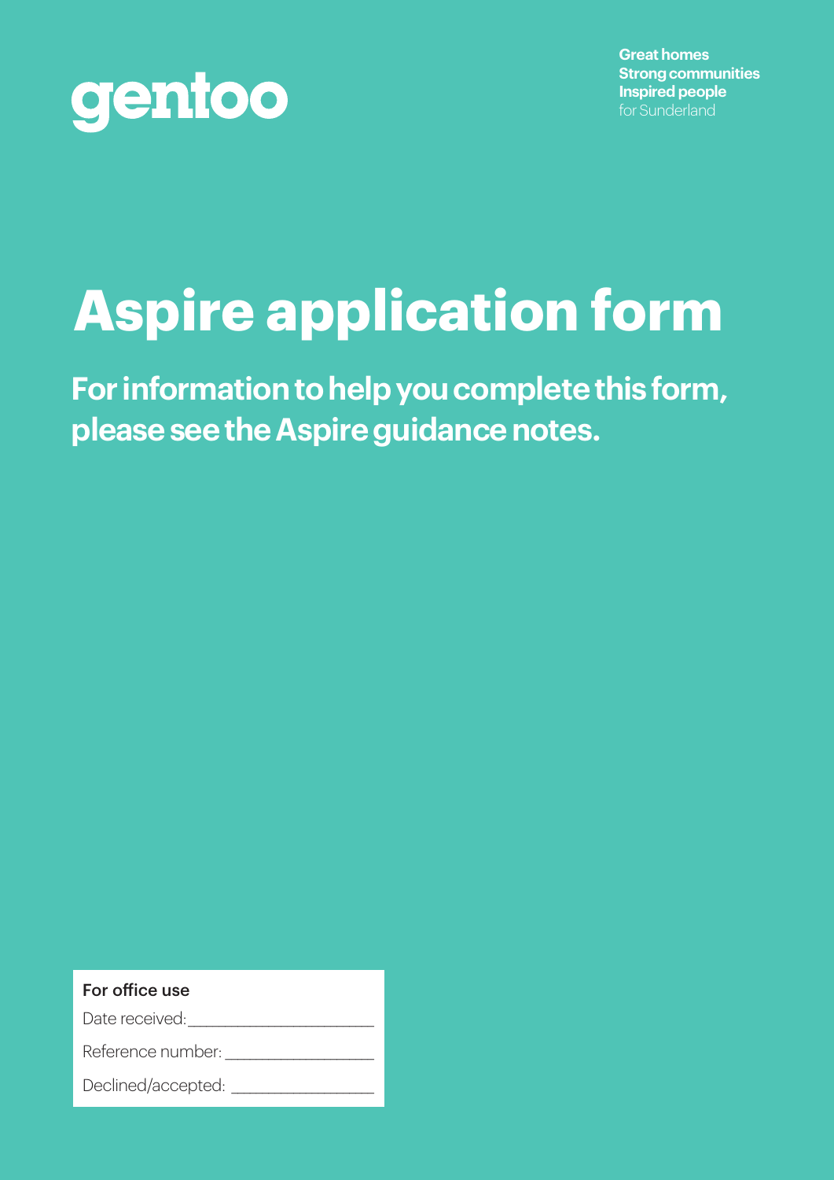gentoo

**Great homes**
**Strong communities**
**Inspired people**
for Sunderland

# Aspire application form

## For information to help you complete this form, please see the Aspire guidance notes.

**For office use**

Date received: ____________________

Reference number: ________________

Declined/accepted: _______________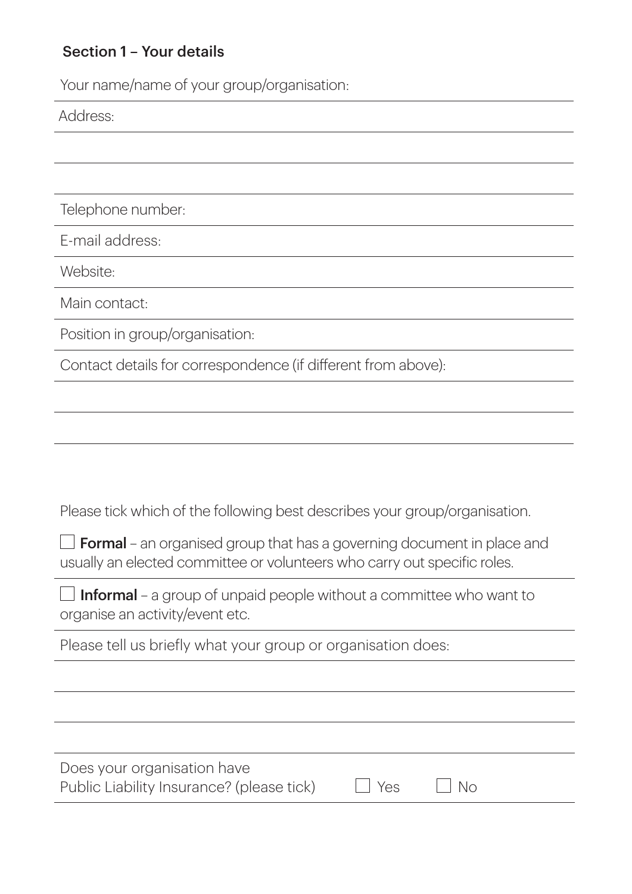## Section 1 – Your details

Your name/name of your group/organisation:

Address:

Telephone number:

E-mail address:

Website:

Main contact:

Position in group/organisation:

Contact details for correspondence (if different from above):

Please tick which of the following best describes your group/organisation.

☐ **Formal** – an organised group that has a governing document in place and usually an elected committee or volunteers who carry out specific roles.

☐ **Informal** – a group of unpaid people without a committee who want to organise an activity/event etc.

Please tell us briefly what your group or organisation does:

Does your organisation have Public Liability Insurance? (please tick) ☐ Yes ☐ No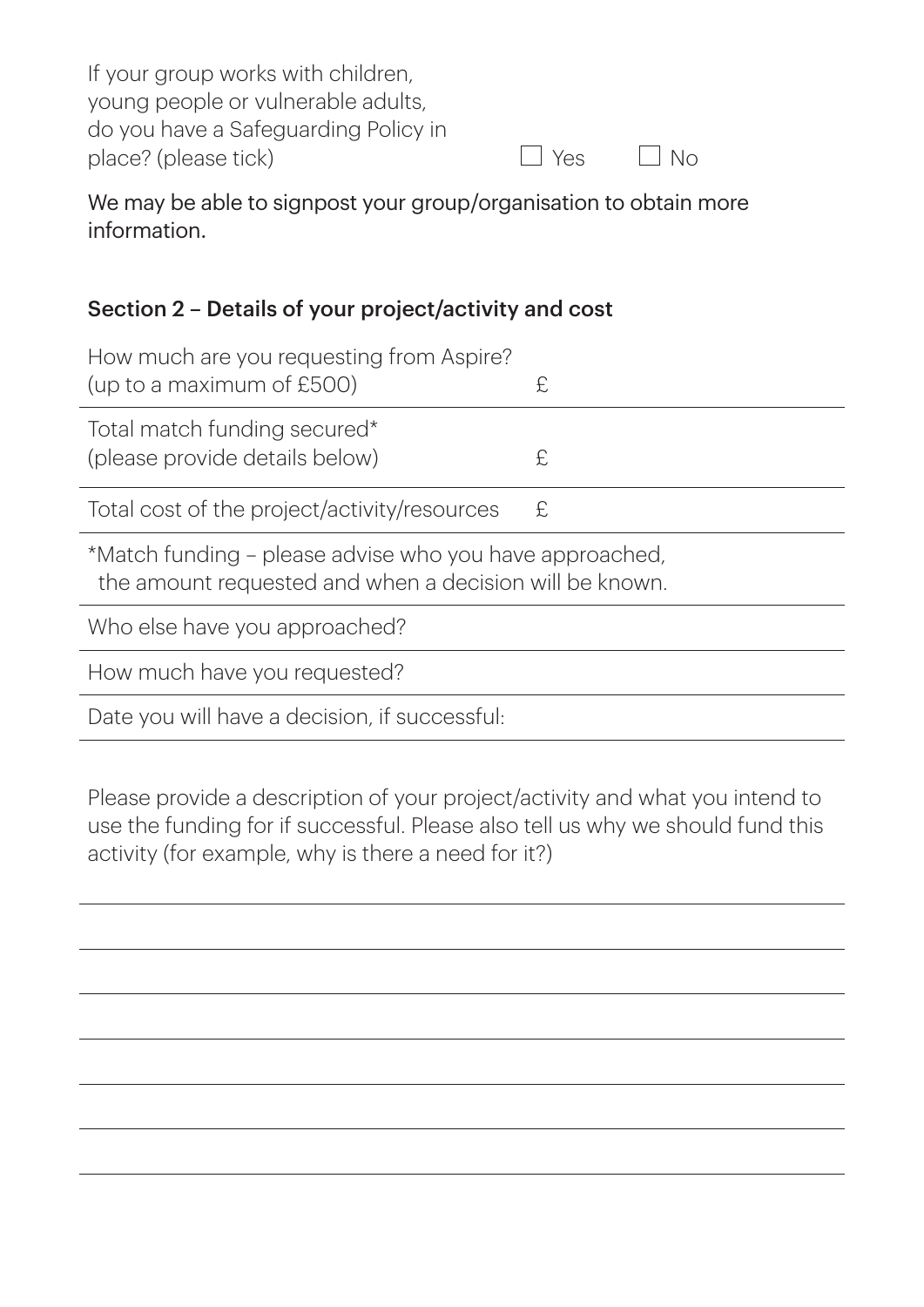If your group works with children, young people or vulnerable adults, do you have a Safeguarding Policy in place? (please tick) ☐ Yes ☐ No

We may be able to signpost your group/organisation to obtain more information.

## Section 2 – Details of your project/activity and cost

| | |
|---|---|
| How much are you requesting from Aspire? (up to a maximum of £500) | £ |
| Total match funding secured* (please provide details below) | £ |
| Total cost of the project/activity/resources | £ |

*Match funding – please advise who you have approached, the amount requested and when a decision will be known.

Who else have you approached?

How much have you requested?

Date you will have a decision, if successful:

Please provide a description of your project/activity and what you intend to use the funding for if successful. Please also tell us why we should fund this activity (for example, why is there a need for it?)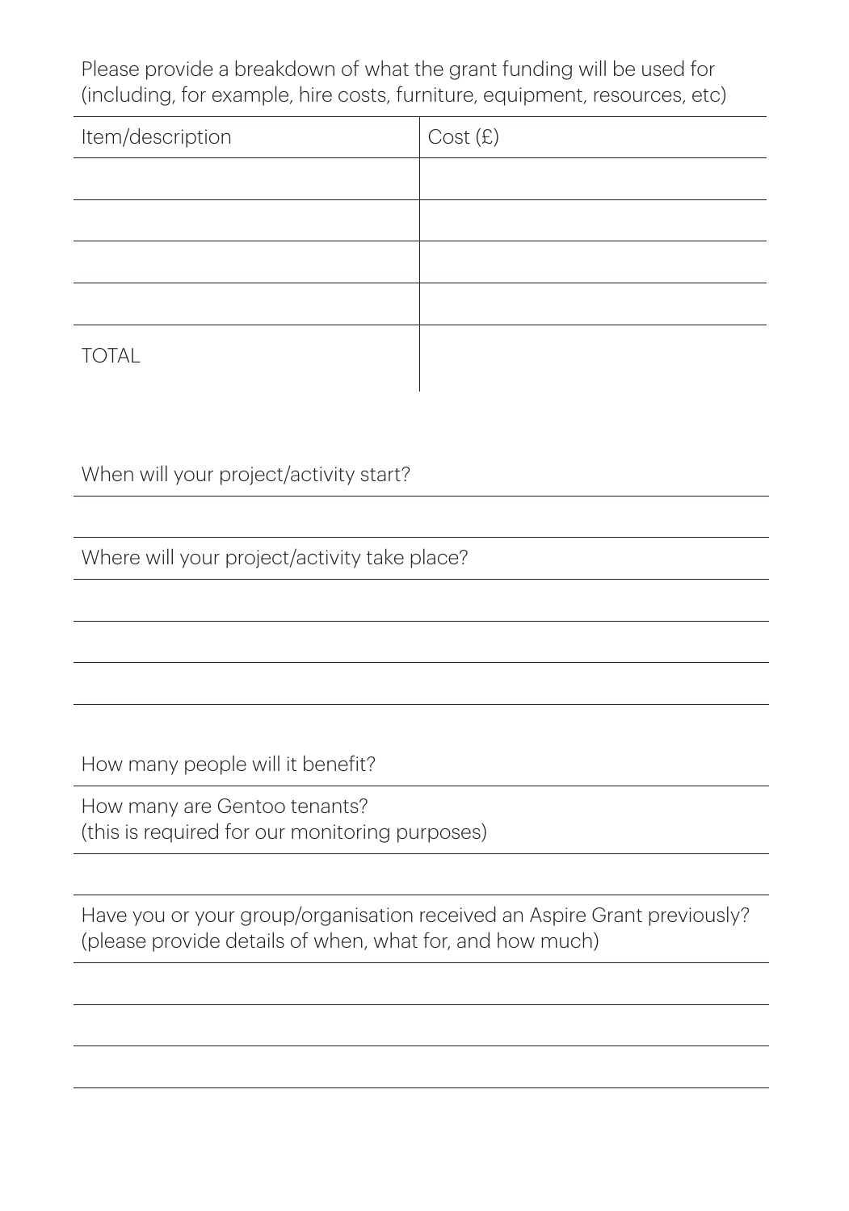Please provide a breakdown of what the grant funding will be used for (including, for example, hire costs, furniture, equipment, resources, etc)

| Item/description | Cost (£) |
| --- | --- |
| | |
| | |
| | |
| | |
| TOTAL | |

When will your project/activity start?

Where will your project/activity take place?

How many people will it benefit?

How many are Gentoo tenants?
(this is required for our monitoring purposes)

Have you or your group/organisation received an Aspire Grant previously?
(please provide details of when, what for, and how much)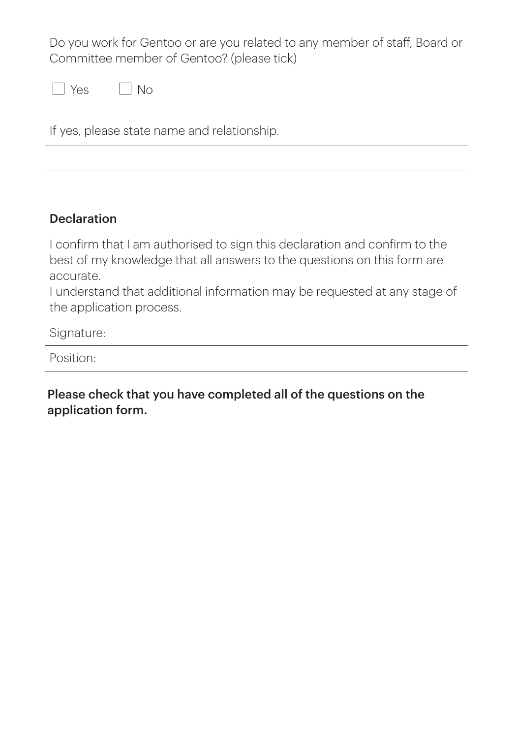Do you work for Gentoo or are you related to any member of staff, Board or Committee member of Gentoo? (please tick)

☐ Yes ☐ No

If yes, please state name and relationship.

---

---

**Declaration**

I confirm that I am authorised to sign this declaration and confirm to the best of my knowledge that all answers to the questions on this form are accurate.

I understand that additional information may be requested at any stage of the application process.

Signature:

---

Position:

---

**Please check that you have completed all of the questions on the application form.**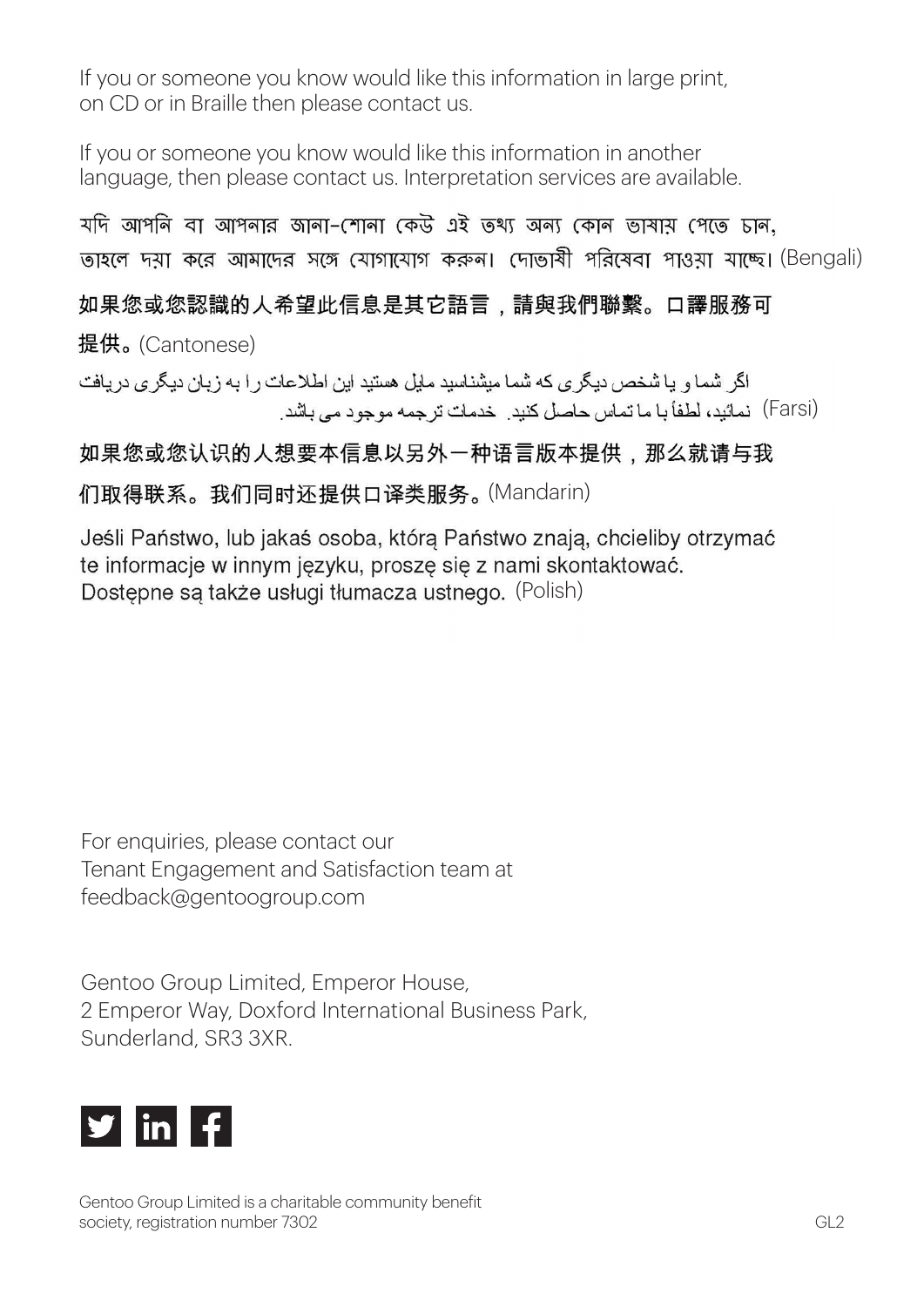If you or someone you know would like this information in large print, on CD or in Braille then please contact us.

If you or someone you know would like this information in another language, then please contact us. Interpretation services are available.

যদি আপনি বা আপনার জানা-শোনা কেউ এই তথ্য অন্য কোন ভাষায় পেতে চান, তাহলে দয়া করে আমাদের সঙ্গে যোগাযোগ করুন। দোভাষী পরিষেবা পাওয়া যাচ্ছে। (Bengali)

如果您或您認識的人希望此信息是其它語言，請與我們聯繫。口譯服務可提供。(Cantonese)

اگر شما و یا شخص دیگری که شما میشناسید مایل هستید این اطلاعات را به زبان دیگری دریافت نمائید، لطفاً با ما تماس حاصل کنید. خدمات ترجمه موجود می باشد. (Farsi)

如果您或您认识的人想要本信息以另外一种语言版本提供，那么就请与我们取得联系。我们同时还提供口译类服务。(Mandarin)

Jeśli Państwo, lub jakaś osoba, którą Państwo znają, chcieliby otrzymać te informacje w innym języku, proszę się z nami skontaktować. Dostępne są także usługi tłumacza ustnego. (Polish)

For enquiries, please contact our Tenant Engagement and Satisfaction team at feedback@gentoogroup.com

Gentoo Group Limited, Emperor House,
2 Emperor Way, Doxford International Business Park,
Sunderland, SR3 3XR.

Gentoo Group Limited is a charitable community benefit society, registration number 7302

GL2